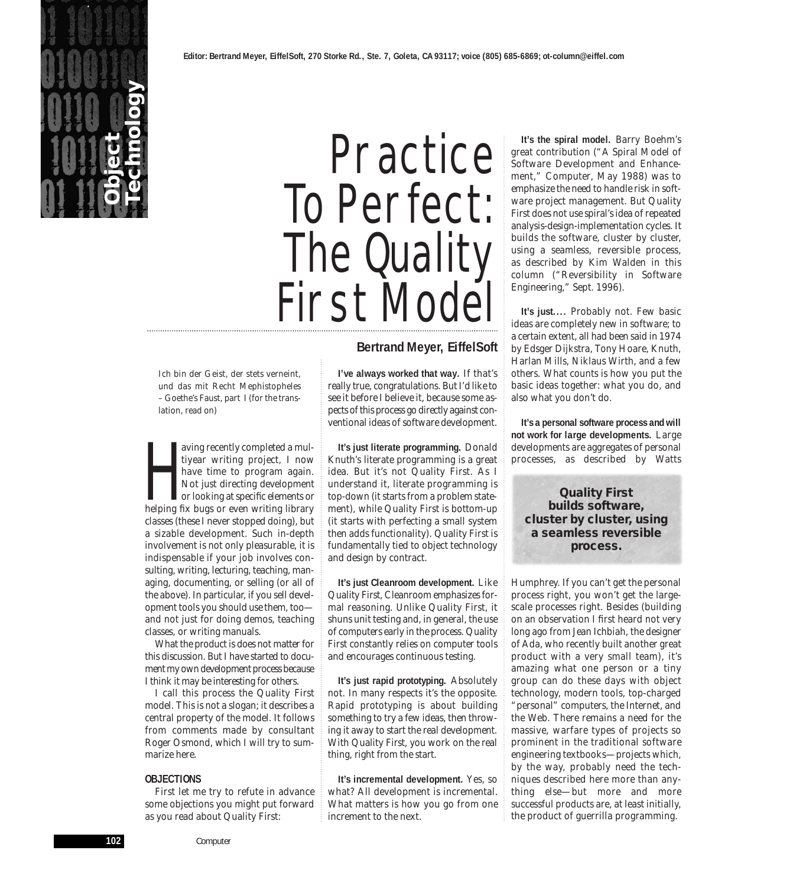Editor: Bertrand Meyer, EiffelSoft, 270 Storke Rd., Ste. 7, Goleta, CA 93117; voice (805) 685-6869; ot-column@eiffel.com

# Practice To Perfect: The Quality First Model

**Bertrand Meyer, EiffelSoft**

*Ich bin der Geist, der stets verneint,*
*und das mit Recht Mephistopheles*
*– Goethe's Faust, part I (for the translation, read on)*

Having recently completed a multiyear writing project, I now have time to program again. Not just directing development or looking at specific elements or helping fix bugs or even writing library classes (these I never stopped doing), but a sizable development. Such in-depth involvement is not only pleasurable, it is indispensable if your job involves consulting, writing, lecturing, teaching, managing, documenting, or selling (or all of the above). In particular, if you sell development tools you should use them, too—and not just for doing demos, teaching classes, or writing manuals.

What the product is does not matter for this discussion. But I have started to document my own development process because I think it may be interesting for others.

I call this process the Quality First model. This is not a slogan; it describes a central property of the model. It follows from comments made by consultant Roger Osmond, which I will try to summarize here.

## OBJECTIONS

First let me try to refute in advance some objections you might put forward as you read about Quality First:

**I've always worked that way.** If that's really true, congratulations. But I'd like to see it before I believe it, because some aspects of this process go directly against conventional ideas of software development.

**It's just literate programming.** Donald Knuth's literate programming is a great idea. But it's not Quality First. As I understand it, literate programming is top-down (it starts from a problem statement), while Quality First is bottom-up (it starts with perfecting a small system then adds functionality). Quality First is fundamentally tied to object technology and design by contract.

**It's just Cleanroom development.** Like Quality First, Cleanroom emphasizes formal reasoning. Unlike Quality First, it shuns unit testing and, in general, the use of computers early in the process. Quality First constantly relies on computer tools and encourages continuous testing.

**It's just rapid prototyping.** Absolutely not. In many respects it's the opposite. Rapid prototyping is about building something to try a few ideas, then throwing it away to start the real development. With Quality First, you work on the real thing, right from the start.

**It's incremental development.** Yes, so what? All development is incremental. What matters is how you go from one increment to the next.

**It's the spiral model.** Barry Boehm's great contribution ("A Spiral Model of Software Development and Enhancement," Computer, May 1988) was to emphasize the need to handle risk in software project management. But Quality First does not use spiral's idea of repeated analysis-design-implementation cycles. It builds the software, cluster by cluster, using a seamless, reversible process, as described by Kim Walden in this column ("Reversibility in Software Engineering," Sept. 1996).

**It's just....** Probably not. Few basic ideas are completely new in software; to a certain extent, all had been said in 1974 by Edsger Dijkstra, Tony Hoare, Knuth, Harlan Mills, Niklaus Wirth, and a few others. What counts is how you put the basic ideas together: what you do, and also what you don't do.

**It's a personal software process and will not work for large developments.** Large developments are aggregates of personal processes, as described by Watts Humphrey. If you can't get the personal process right, you won't get the large-scale processes right. Besides (building on an observation I first heard not very long ago from Jean Ichbiah, the designer of Ada, who recently built another great product with a very small team), it's amazing what one person or a tiny group can do these days with object technology, modern tools, top-charged "personal" computers, the Internet, and the Web. There remains a need for the massive, warfare types of projects so prominent in the traditional software engineering textbooks—projects which, by the way, probably need the techniques described here more than anything else—but more and more successful products are, at least initially, the product of guerrilla programming.

> **Quality First builds software, cluster by cluster, using a seamless reversible process.**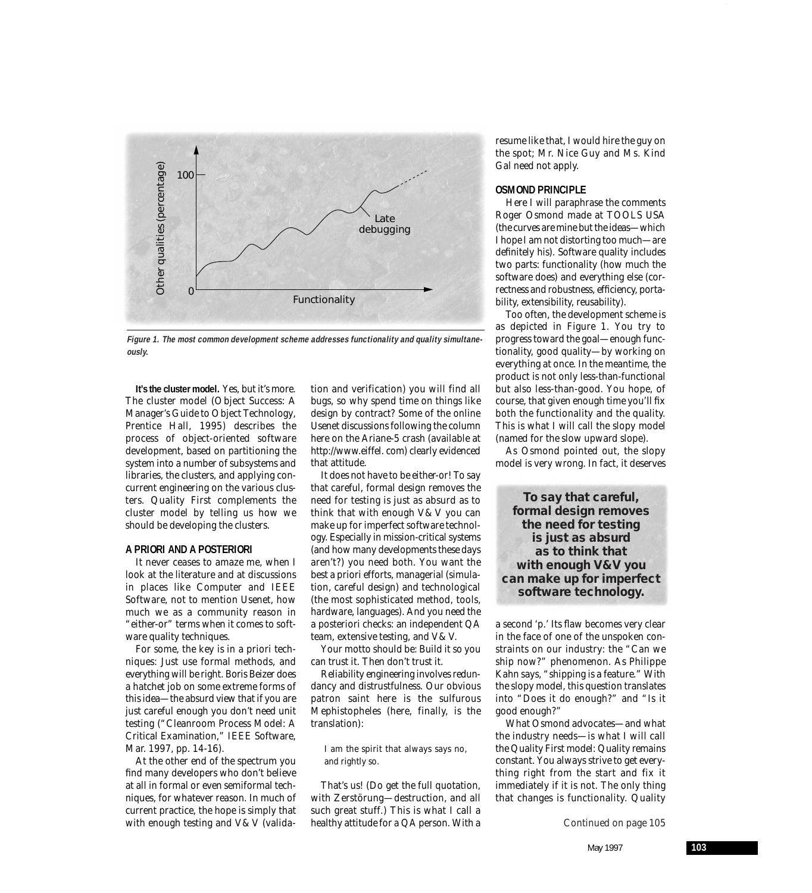100

0

Other qualities (percentage)

Functionality

Late debugging

**Figure 1. The most common development scheme addresses functionality and quality simultaneously.**

**It's the cluster model.** Yes, but it's more. The cluster model (Object Success: A Manager's Guide to Object Technology, Prentice Hall, 1995) describes the process of object-oriented software development, based on partitioning the system into a number of subsystems and libraries, the clusters, and applying concurrent engineering on the various clusters. Quality First complements the cluster model by telling us how we should be developing the clusters.

## A PRIORI AND A POSTERIORI

It never ceases to amaze me, when I look at the literature and at discussions in places like Computer and IEEE Software, not to mention Usenet, how much we as a community reason in "either-or" terms when it comes to software quality techniques.

For some, the key is in a priori techniques: Just use formal methods, and everything will be right. Boris Beizer does a hatchet job on some extreme forms of this idea—the absurd view that if you are just careful enough you don't need unit testing ("Cleanroom Process Model: A Critical Examination," IEEE Software, Mar. 1997, pp. 14-16).

At the other end of the spectrum you find many developers who don't believe at all in formal or even semiformal techniques, for whatever reason. In much of current practice, the hope is simply that with enough testing and V&V (validation and verification) you will find all bugs, so why spend time on things like design by contract? Some of the online Usenet discussions following the column here on the Ariane-5 crash (available at http://www.eiffel. com) clearly evidenced that attitude.

It does not have to be either-or! To say that careful, formal design removes the need for testing is just as absurd as to think that with enough V&V you can make up for imperfect software technology. Especially in mission-critical systems (and how many developments these days aren't?) you need both. You want the best a priori efforts, managerial (simulation, careful design) and technological (the most sophisticated method, tools, hardware, languages). And you need the a posteriori checks: an independent QA team, extensive testing, and V&V.

Your motto should be: Build it so you can trust it. Then don't trust it.

Reliability engineering involves redundancy and distrustfulness. Our obvious patron saint here is the sulfurous Mephistopheles (here, finally, is the translation):

> I am the spirit that always says no, and rightly so.

That's us! (Do get the full quotation, with Zerstörung—destruction, and all such great stuff.) This is what I call a healthy attitude for a QA person. With a resume like that, I would hire the guy on the spot; Mr. Nice Guy and Ms. Kind Gal need not apply.

## OSMOND PRINCIPLE

Here I will paraphrase the comments Roger Osmond made at TOOLS USA (the curves are mine but the ideas—which I hope I am not distorting too much—are definitely his). Software quality includes two parts: functionality (how much the software does) and everything else (correctness and robustness, efficiency, portability, extensibility, reusability).

Too often, the development scheme is as depicted in Figure 1. You try to progress toward the goal—enough functionality, good quality—by working on everything at once. In the meantime, the product is not only less-than-functional but also less-than-good. You hope, of course, that given enough time you'll fix both the functionality and the quality. This is what I will call the slopy model (named for the slow upward slope).

As Osmond pointed out, the slopy model is very wrong. In fact, it deserves a second 'p.' Its flaw becomes very clear in the face of one of the unspoken constraints on our industry: the "Can we ship now?" phenomenon. As Philippe Kahn says, "shipping is a feature." With the slopy model, this question translates into "Does it do enough?" and "Is it good enough?"

**To say that careful, formal design removes the need for testing is just as absurd as to think that with enough V&V you can make up for imperfect software technology.**

What Osmond advocates—and what the industry needs—is what I will call the Quality First model: Quality remains constant. You always strive to get everything right from the start and fix it immediately if it is not. The only thing that changes is functionality. Quality

*Continued on page 105*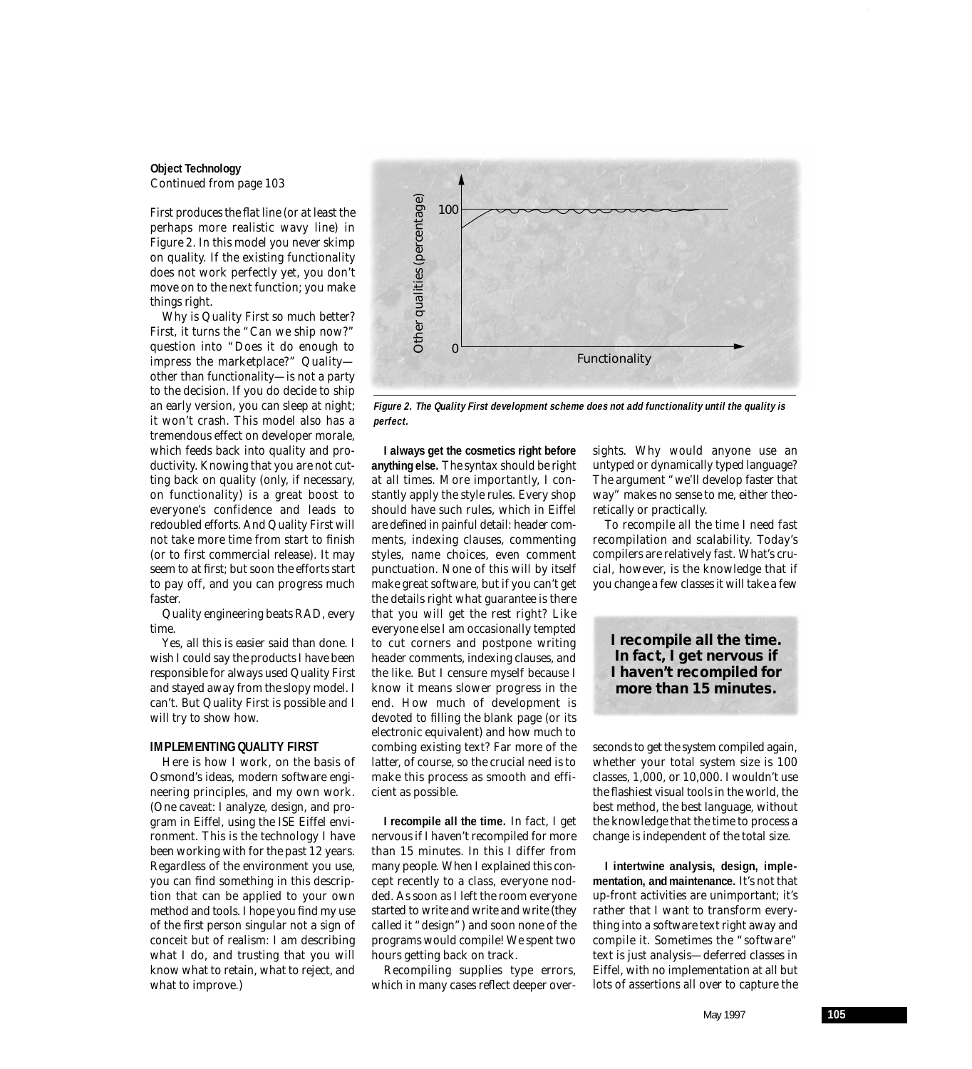**Object Technology**
Continued from page 103

First produces the flat line (or at least the perhaps more realistic wavy line) in Figure 2. In this model you never skimp on quality. If the existing functionality does not work perfectly yet, you don't move on to the next function; you make things right.

Why is Quality First so much better? First, it turns the "Can we ship now?" question into "Does it do enough to impress the marketplace?" Quality—other than functionality—is not a party to the decision. If you do decide to ship an early version, you can sleep at night; it won't crash. This model also has a tremendous effect on developer morale, which feeds back into quality and productivity. Knowing that you are not cutting back on quality (only, if necessary, on functionality) is a great boost to everyone's confidence and leads to redoubled efforts. And Quality First will not take more time from start to finish (or to first commercial release). It may seem to at first; but soon the efforts start to pay off, and you can progress much faster.

Quality engineering beats RAD, every time.

Yes, all this is easier said than done. I wish I could say the products I have been responsible for always used Quality First and stayed away from the slopy model. I can't. But Quality First is possible and I will try to show how.

Other qualities (percentage)
100
0
Functionality

**Figure 2. The Quality First development scheme does not add functionality until the quality is perfect.**

## IMPLEMENTING QUALITY FIRST

Here is how I work, on the basis of Osmond's ideas, modern software engineering principles, and my own work. (One caveat: I analyze, design, and program in Eiffel, using the ISE Eiffel environment. This is the technology I have been working with for the past 12 years. Regardless of the environment you use, you can find something in this description that can be applied to your own method and tools. I hope you find my use of the first person singular not a sign of conceit but of realism: I am describing what I do, and trusting that you will know what to retain, what to reject, and what to improve.)

**I always get the cosmetics right before anything else.** The syntax should be right at all times. More importantly, I constantly apply the style rules. Every shop should have such rules, which in Eiffel are defined in painful detail: header comments, indexing clauses, commenting styles, name choices, even comment punctuation. None of this will by itself make great software, but if you can't get the details right what guarantee is there that you will get the rest right? Like everyone else I am occasionally tempted to cut corners and postpone writing header comments, indexing clauses, and the like. But I censure myself because I know it means slower progress in the end. How much of development is devoted to filling the blank page (or its electronic equivalent) and how much to combing existing text? Far more of the latter, of course, so the crucial need is to make this process as smooth and efficient as possible.

**I recompile all the time.** In fact, I get nervous if I haven't recompiled for more than 15 minutes. In this I differ from many people. When I explained this concept recently to a class, everyone nodded. As soon as I left the room everyone started to write and write and write (they called it "design") and soon none of the programs would compile! We spent two hours getting back on track.

Recompiling supplies type errors, which in many cases reflect deeper oversights. Why would anyone use an untyped or dynamically typed language? The argument "we'll develop faster that way" makes no sense to me, either theoretically or practically.

To recompile all the time I need fast recompilation and scalability. Today's compilers are relatively fast. What's crucial, however, is the knowledge that if you change a few classes it will take a few seconds to get the system compiled again, whether your total system size is 100 classes, 1,000, or 10,000. I wouldn't use the flashiest visual tools in the world, the best method, the best language, without the knowledge that the time to process a change is independent of the total size.

> **I recompile all the time. In fact, I get nervous if I haven't recompiled for more than 15 minutes.**

**I intertwine analysis, design, implementation, and maintenance.** It's not that up-front activities are unimportant; it's rather that I want to transform everything into a software text right away and compile it. Sometimes the "software" text is just analysis—deferred classes in Eiffel, with no implementation at all but lots of assertions all over to capture the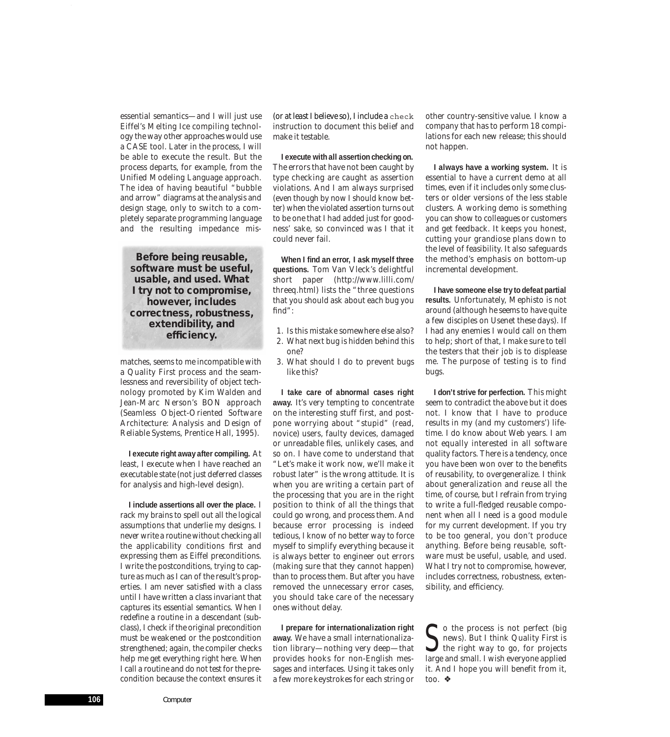essential semantics—and I will just use Eiffel's Melting Ice compiling technology the way other approaches would use a CASE tool. Later in the process, I will be able to execute the result. But the process departs, for example, from the Unified Modeling Language approach. The idea of having beautiful "bubble and arrow" diagrams at the analysis and design stage, only to switch to a completely separate programming language and the resulting impedance mismatches, seems to me incompatible with a Quality First process and the seamlessness and reversibility of object technology promoted by Kim Walden and Jean-Marc Nerson's BON approach (Seamless Object-Oriented Software Architecture: Analysis and Design of Reliable Systems, Prentice Hall, 1995).

> **Before being reusable, software must be useful, usable, and used. What I try not to compromise, however, includes correctness, robustness, extendibility, and efficiency.**

**I execute right away after compiling.** At least, I execute when I have reached an executable state (not just deferred classes for analysis and high-level design).

**I include assertions all over the place.** I rack my brains to spell out all the logical assumptions that underlie my designs. I never write a routine without checking all the applicability conditions first and expressing them as Eiffel preconditions. I write the postconditions, trying to capture as much as I can of the result's properties. I am never satisfied with a class until I have written a class invariant that captures its essential semantics. When I redefine a routine in a descendant (subclass), I check if the original precondition must be weakened or the postcondition strengthened; again, the compiler checks help me get everything right here. When I call a routine and do not test for the precondition because the context ensures it (or at least I believe so), I include a `check` instruction to document this belief and make it testable.

**I execute with all assertion checking on.** The errors that have not been caught by type checking are caught as assertion violations. And I am always surprised (even though by now I should know better) when the violated assertion turns out to be one that I had added just for goodness' sake, so convinced was I that it could never fail.

**When I find an error, I ask myself three questions.** Tom Van Vleck's delightful short paper (http://www.lilli.com/threeq.html) lists the "three questions that you should ask about each bug you find":

1. Is this mistake somewhere else also?
2. What next bug is hidden behind this one?
3. What should I do to prevent bugs like this?

**I take care of abnormal cases right away.** It's very tempting to concentrate on the interesting stuff first, and postpone worrying about "stupid" (read, novice) users, faulty devices, damaged or unreadable files, unlikely cases, and so on. I have come to understand that "Let's make it work now, we'll make it robust later" is the wrong attitude. It is when you are writing a certain part of the processing that you are in the right position to think of all the things that could go wrong, and process them. And because error processing is indeed tedious, I know of no better way to force myself to simplify everything because it is always better to engineer out errors (making sure that they cannot happen) than to process them. But after you have removed the unnecessary error cases, you should take care of the necessary ones without delay.

**I prepare for internationalization right away.** We have a small internationalization library—nothing very deep—that provides hooks for non-English messages and interfaces. Using it takes only a few more keystrokes for each string or other country-sensitive value. I know a company that has to perform 18 compilations for each new release; this should not happen.

**I always have a working system.** It is essential to have a current demo at all times, even if it includes only some clusters or older versions of the less stable clusters. A working demo is something you can show to colleagues or customers and get feedback. It keeps you honest, cutting your grandiose plans down to the level of feasibility. It also safeguards the method's emphasis on bottom-up incremental development.

**I have someone else try to defeat partial results.** Unfortunately, Mephisto is not around (although he seems to have quite a few disciples on Usenet these days). If I had any enemies I would call on them to help; short of that, I make sure to tell the testers that their job is to displease me. The purpose of testing is to find bugs.

**I don't strive for perfection.** This might seem to contradict the above but it does not. I know that I have to produce results in my (and my customers') lifetime. I do know about Web years. I am not equally interested in all software quality factors. There is a tendency, once you have been won over to the benefits of reusability, to overgeneralize. I think about generalization and reuse all the time, of course, but I refrain from trying to write a full-fledged reusable component when all I need is a good module for my current development. If you try to be too general, you don't produce anything. Before being reusable, software must be useful, usable, and used. What I try not to compromise, however, includes correctness, robustness, extensibility, and efficiency.

So the process is not perfect (big news). But I think Quality First is the right way to go, for projects large and small. I wish everyone applied it. And I hope you will benefit from it, too. ❖